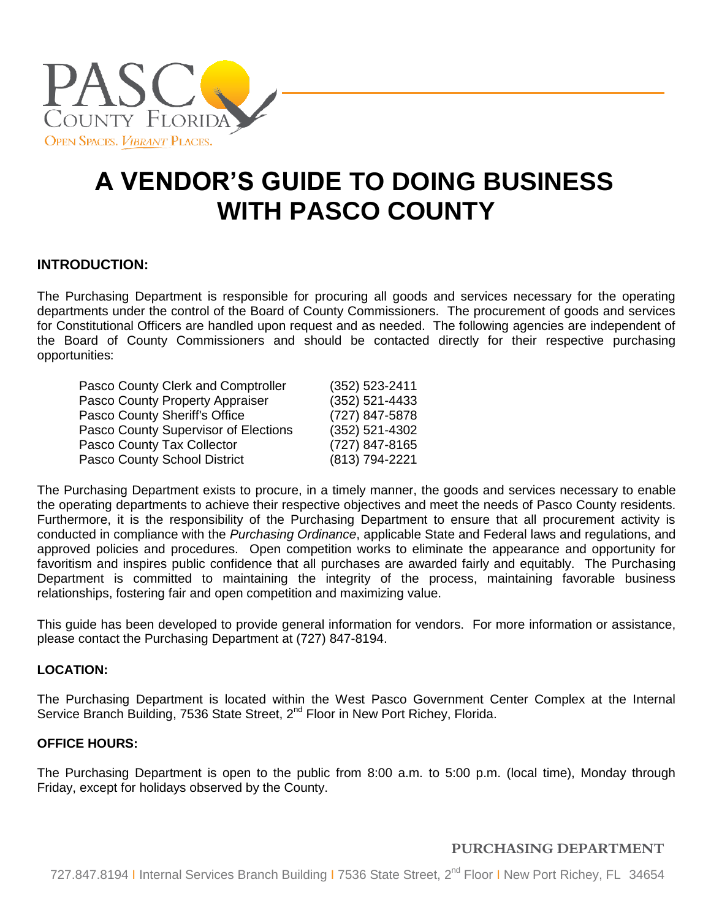# A VENDOR'S GUIDE TO DOING BUSINESS WITH PASCO COUNTY

## INTRODUCTION:

The Purchasing Department is responsible for procuring all goods and services necessary for the operating departments under the control of the Board of County Commissioners. The procurement of goods and services for Constitutional Officers are handled upon request and as needed. The following agencies are independent of the Board of County Commissioners and should be contacted directly for their respective purchasing opportunities:

| | |
|---|---|
| Pasco County Clerk and Comptroller | (352) 523-2411 |
| Pasco County Property Appraiser | (352) 521-4433 |
| Pasco County Sheriff's Office | (727) 847-5878 |
| Pasco County Supervisor of Elections | (352) 521-4302 |
| Pasco County Tax Collector | (727) 847-8165 |
| Pasco County School District | (813) 794-2221 |

The Purchasing Department exists to procure, in a timely manner, the goods and services necessary to enable the operating departments to achieve their respective objectives and meet the needs of Pasco County residents. Furthermore, it is the responsibility of the Purchasing Department to ensure that all procurement activity is conducted in compliance with the *Purchasing Ordinance*, applicable State and Federal laws and regulations, and approved policies and procedures. Open competition works to eliminate the appearance and opportunity for favoritism and inspires public confidence that all purchases are awarded fairly and equitably. The Purchasing Department is committed to maintaining the integrity of the process, maintaining favorable business relationships, fostering fair and open competition and maximizing value.

This guide has been developed to provide general information for vendors. For more information or assistance, please contact the Purchasing Department at (727) 847-8194.

## LOCATION:

The Purchasing Department is located within the West Pasco Government Center Complex at the Internal Service Branch Building, 7536 State Street, 2nd Floor in New Port Richey, Florida.

## OFFICE HOURS:

The Purchasing Department is open to the public from 8:00 a.m. to 5:00 p.m. (local time), Monday through Friday, except for holidays observed by the County.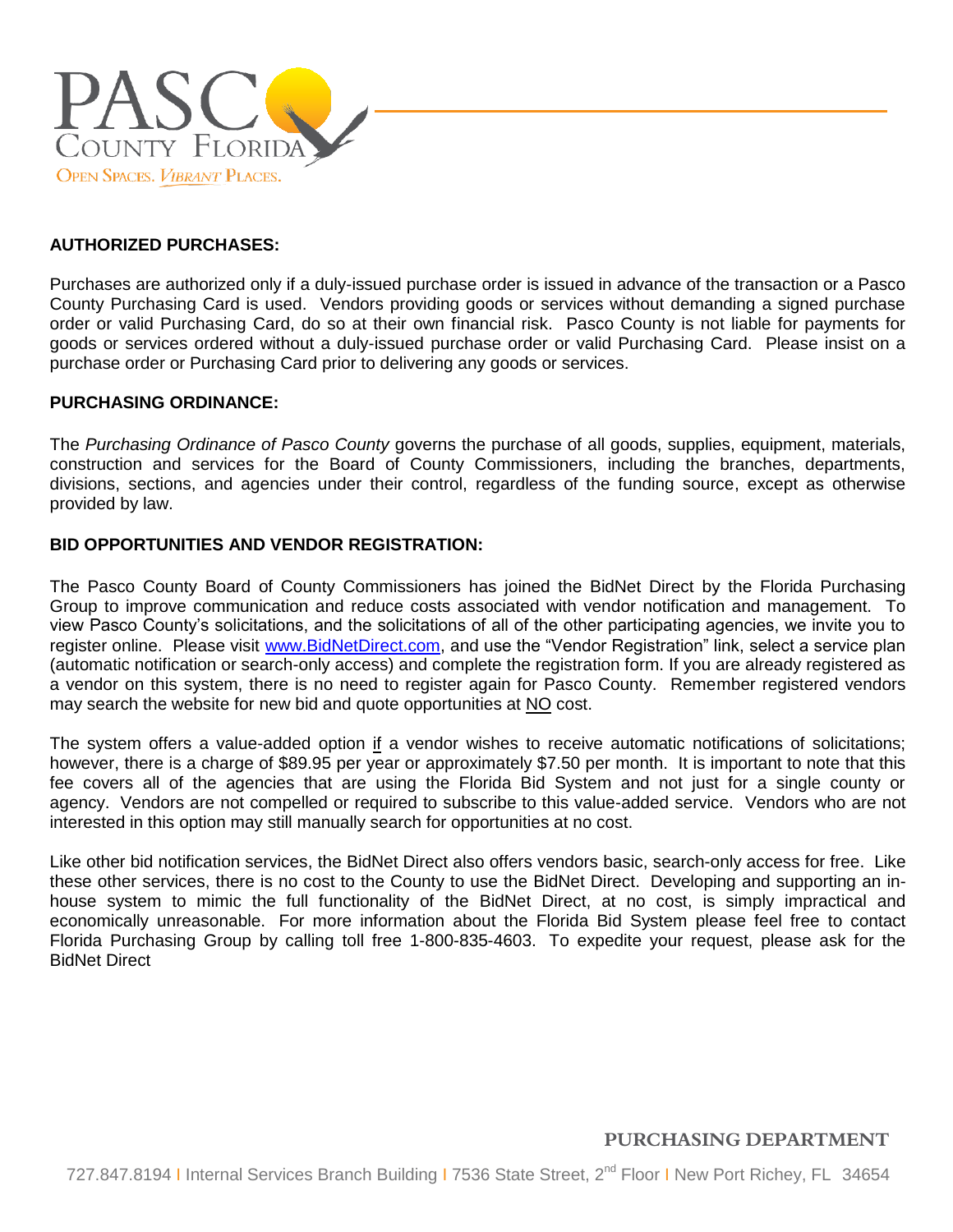## AUTHORIZED PURCHASES:

Purchases are authorized only if a duly-issued purchase order is issued in advance of the transaction or a Pasco County Purchasing Card is used. Vendors providing goods or services without demanding a signed purchase order or valid Purchasing Card, do so at their own financial risk. Pasco County is not liable for payments for goods or services ordered without a duly-issued purchase order or valid Purchasing Card. Please insist on a purchase order or Purchasing Card prior to delivering any goods or services.

## PURCHASING ORDINANCE:

The *Purchasing Ordinance of Pasco County* governs the purchase of all goods, supplies, equipment, materials, construction and services for the Board of County Commissioners, including the branches, departments, divisions, sections, and agencies under their control, regardless of the funding source, except as otherwise provided by law.

## BID OPPORTUNITIES AND VENDOR REGISTRATION:

The Pasco County Board of County Commissioners has joined the BidNet Direct by the Florida Purchasing Group to improve communication and reduce costs associated with vendor notification and management. To view Pasco County's solicitations, and the solicitations of all of the other participating agencies, we invite you to register online. Please visit www.BidNetDirect.com, and use the "Vendor Registration" link, select a service plan (automatic notification or search-only access) and complete the registration form. If you are already registered as a vendor on this system, there is no need to register again for Pasco County. Remember registered vendors may search the website for new bid and quote opportunities at NO cost.

The system offers a value-added option if a vendor wishes to receive automatic notifications of solicitations; however, there is a charge of $89.95 per year or approximately $7.50 per month. It is important to note that this fee covers all of the agencies that are using the Florida Bid System and not just for a single county or agency. Vendors are not compelled or required to subscribe to this value-added service. Vendors who are not interested in this option may still manually search for opportunities at no cost.

Like other bid notification services, the BidNet Direct also offers vendors basic, search-only access for free. Like these other services, there is no cost to the County to use the BidNet Direct. Developing and supporting an in-house system to mimic the full functionality of the BidNet Direct, at no cost, is simply impractical and economically unreasonable. For more information about the Florida Bid System please feel free to contact Florida Purchasing Group by calling toll free 1-800-835-4603. To expedite your request, please ask for the BidNet Direct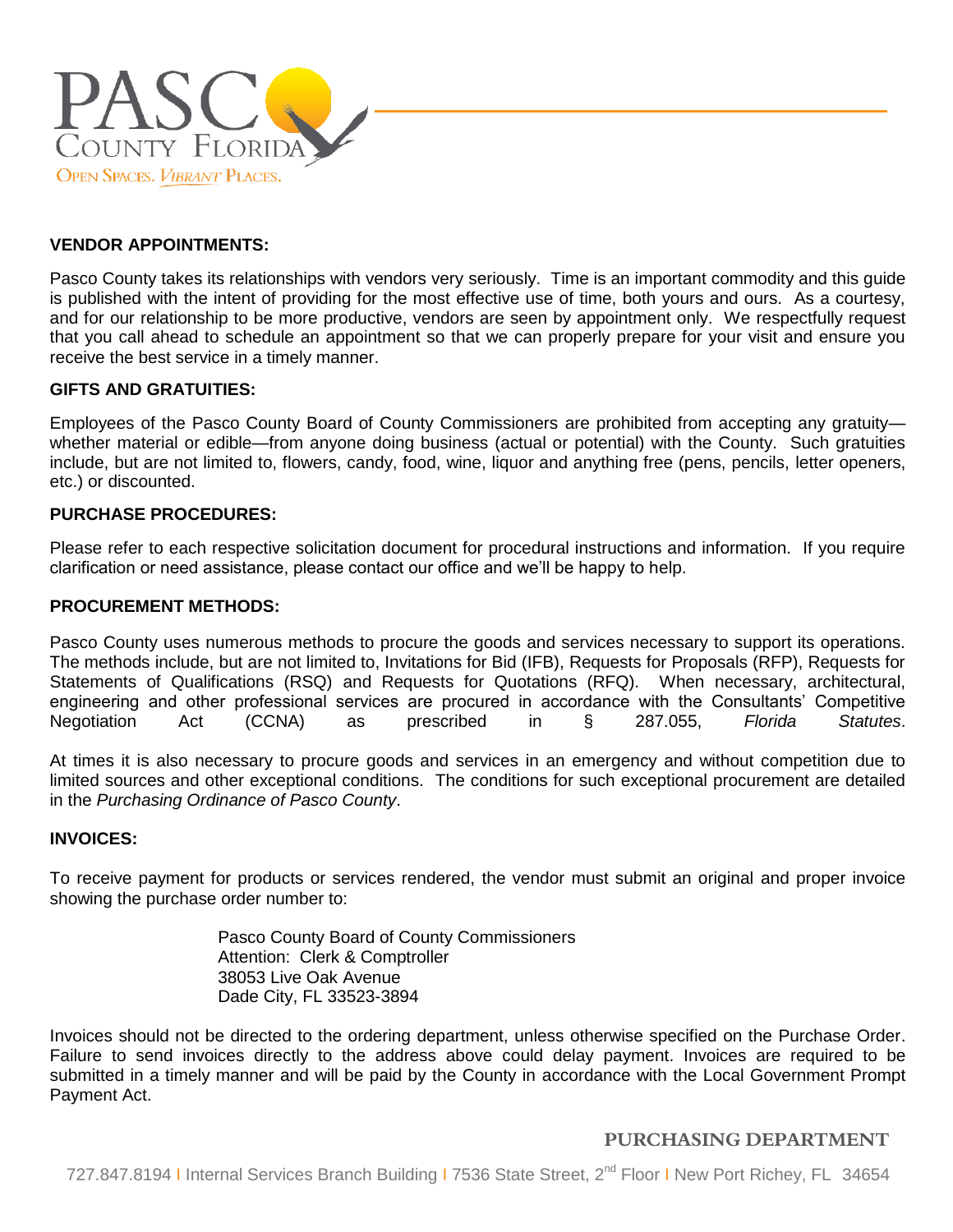## VENDOR APPOINTMENTS:

Pasco County takes its relationships with vendors very seriously. Time is an important commodity and this guide is published with the intent of providing for the most effective use of time, both yours and ours. As a courtesy, and for our relationship to be more productive, vendors are seen by appointment only. We respectfully request that you call ahead to schedule an appointment so that we can properly prepare for your visit and ensure you receive the best service in a timely manner.

## GIFTS AND GRATUITIES:

Employees of the Pasco County Board of County Commissioners are prohibited from accepting any gratuity—whether material or edible—from anyone doing business (actual or potential) with the County. Such gratuities include, but are not limited to, flowers, candy, food, wine, liquor and anything free (pens, pencils, letter openers, etc.) or discounted.

## PURCHASE PROCEDURES:

Please refer to each respective solicitation document for procedural instructions and information. If you require clarification or need assistance, please contact our office and we'll be happy to help.

## PROCUREMENT METHODS:

Pasco County uses numerous methods to procure the goods and services necessary to support its operations. The methods include, but are not limited to, Invitations for Bid (IFB), Requests for Proposals (RFP), Requests for Statements of Qualifications (RSQ) and Requests for Quotations (RFQ). When necessary, architectural, engineering and other professional services are procured in accordance with the Consultants' Competitive Negotiation Act (CCNA) as prescribed in § 287.055, *Florida Statutes*.

At times it is also necessary to procure goods and services in an emergency and without competition due to limited sources and other exceptional conditions. The conditions for such exceptional procurement are detailed in the *Purchasing Ordinance of Pasco County*.

## INVOICES:

To receive payment for products or services rendered, the vendor must submit an original and proper invoice showing the purchase order number to:

Pasco County Board of County Commissioners
Attention: Clerk & Comptroller
38053 Live Oak Avenue
Dade City, FL 33523-3894

Invoices should not be directed to the ordering department, unless otherwise specified on the Purchase Order. Failure to send invoices directly to the address above could delay payment. Invoices are required to be submitted in a timely manner and will be paid by the County in accordance with the Local Government Prompt Payment Act.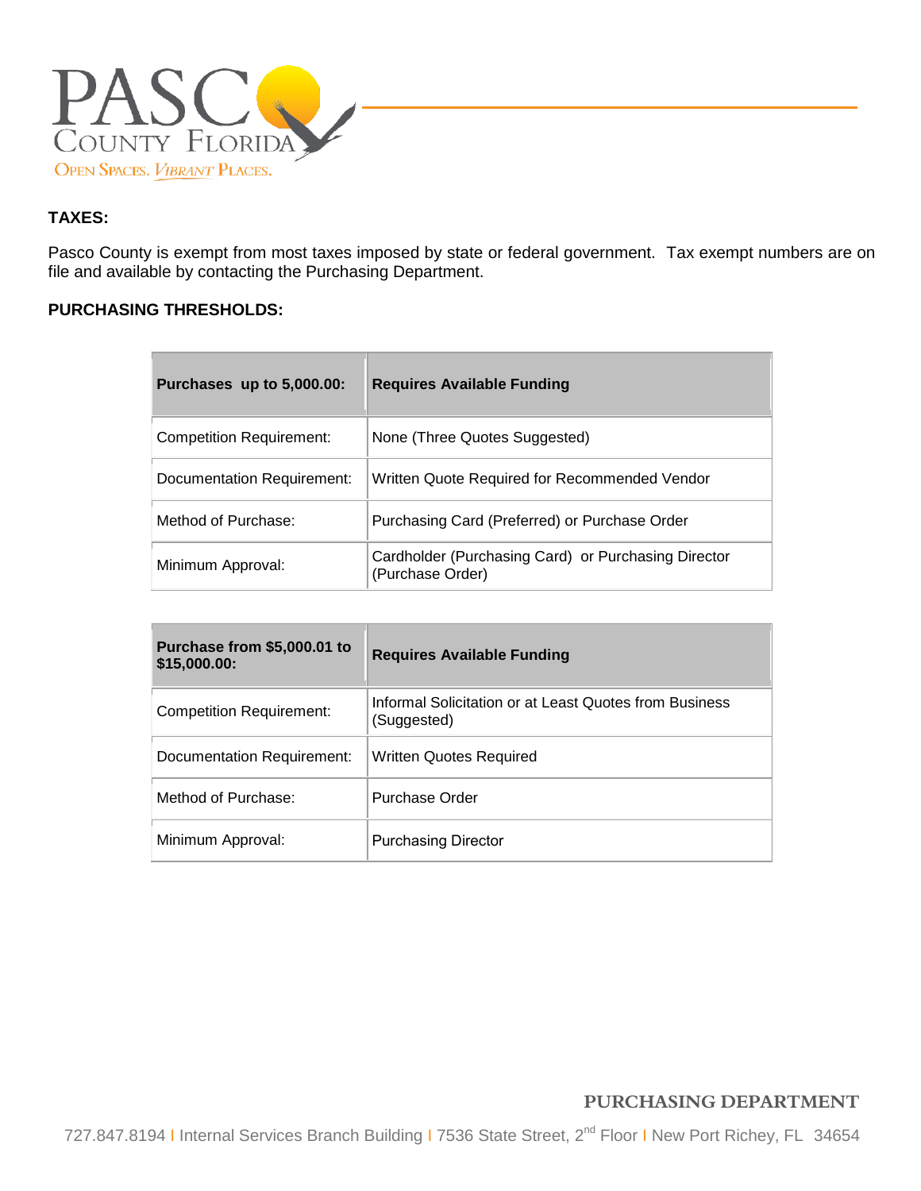**TAXES:**

Pasco County is exempt from most taxes imposed by state or federal government. Tax exempt numbers are on file and available by contacting the Purchasing Department.

**PURCHASING THRESHOLDS:**

| **Purchases up to 5,000.00:** | **Requires Available Funding** |
|---|---|
| Competition Requirement: | None (Three Quotes Suggested) |
| Documentation Requirement: | Written Quote Required for Recommended Vendor |
| Method of Purchase: | Purchasing Card (Preferred) or Purchase Order |
| Minimum Approval: | Cardholder (Purchasing Card) or Purchasing Director (Purchase Order) |

| **Purchase from $5,000.01 to $15,000.00:** | **Requires Available Funding** |
|---|---|
| Competition Requirement: | Informal Solicitation or at Least Quotes from Business (Suggested) |
| Documentation Requirement: | Written Quotes Required |
| Method of Purchase: | Purchase Order |
| Minimum Approval: | Purchasing Director |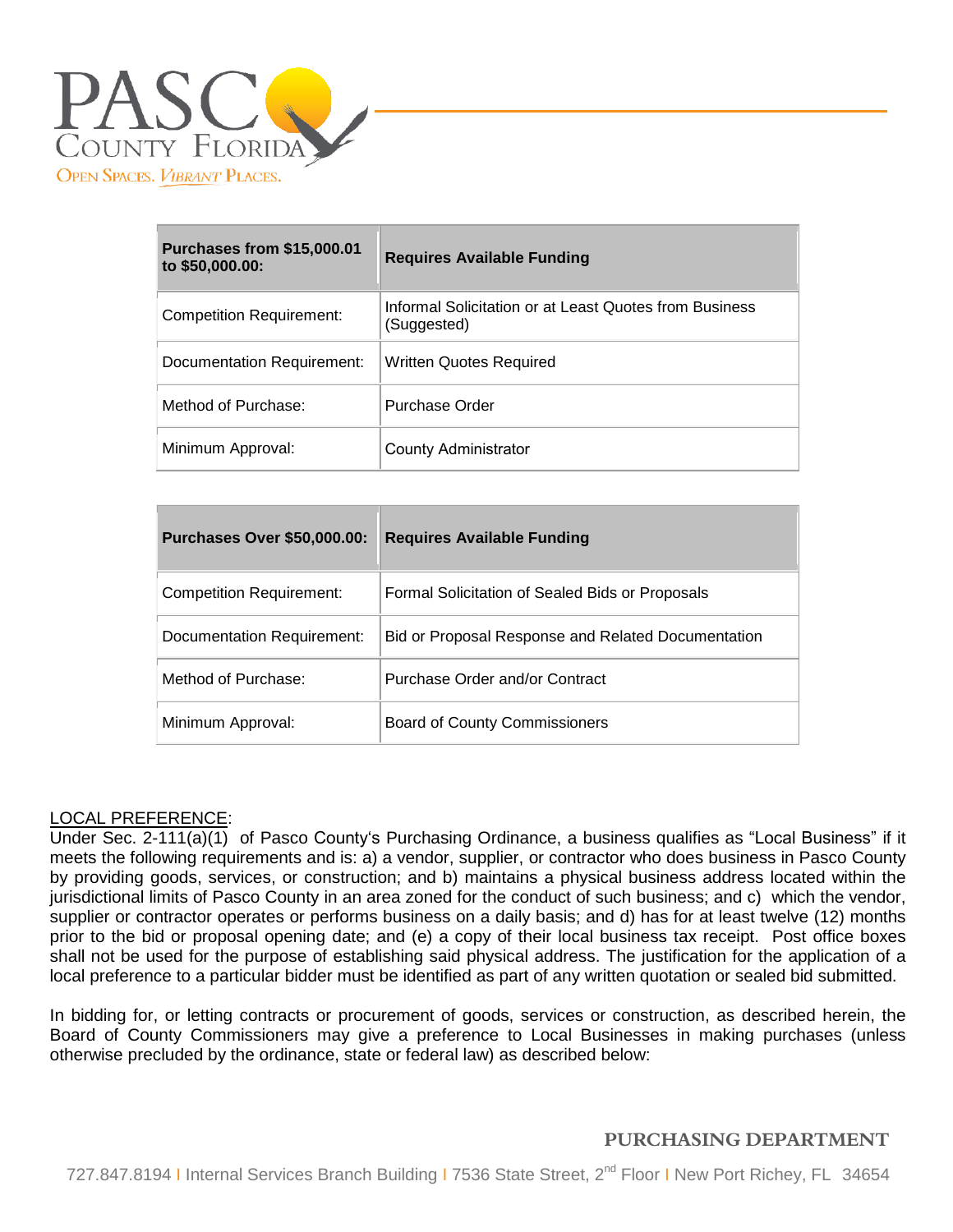| Purchases from $15,000.01 to $50,000.00: | Requires Available Funding |
|---|---|
| Competition Requirement: | Informal Solicitation or at Least Quotes from Business (Suggested) |
| Documentation Requirement: | Written Quotes Required |
| Method of Purchase: | Purchase Order |
| Minimum Approval: | County Administrator |

| Purchases Over $50,000.00: | Requires Available Funding |
|---|---|
| Competition Requirement: | Formal Solicitation of Sealed Bids or Proposals |
| Documentation Requirement: | Bid or Proposal Response and Related Documentation |
| Method of Purchase: | Purchase Order and/or Contract |
| Minimum Approval: | Board of County Commissioners |

LOCAL PREFERENCE:
Under Sec. 2-111(a)(1) of Pasco County's Purchasing Ordinance, a business qualifies as "Local Business" if it meets the following requirements and is: a) a vendor, supplier, or contractor who does business in Pasco County by providing goods, services, or construction; and b) maintains a physical business address located within the jurisdictional limits of Pasco County in an area zoned for the conduct of such business; and c) which the vendor, supplier or contractor operates or performs business on a daily basis; and d) has for at least twelve (12) months prior to the bid or proposal opening date; and (e) a copy of their local business tax receipt. Post office boxes shall not be used for the purpose of establishing said physical address. The justification for the application of a local preference to a particular bidder must be identified as part of any written quotation or sealed bid submitted.

In bidding for, or letting contracts or procurement of goods, services or construction, as described herein, the Board of County Commissioners may give a preference to Local Businesses in making purchases (unless otherwise precluded by the ordinance, state or federal law) as described below: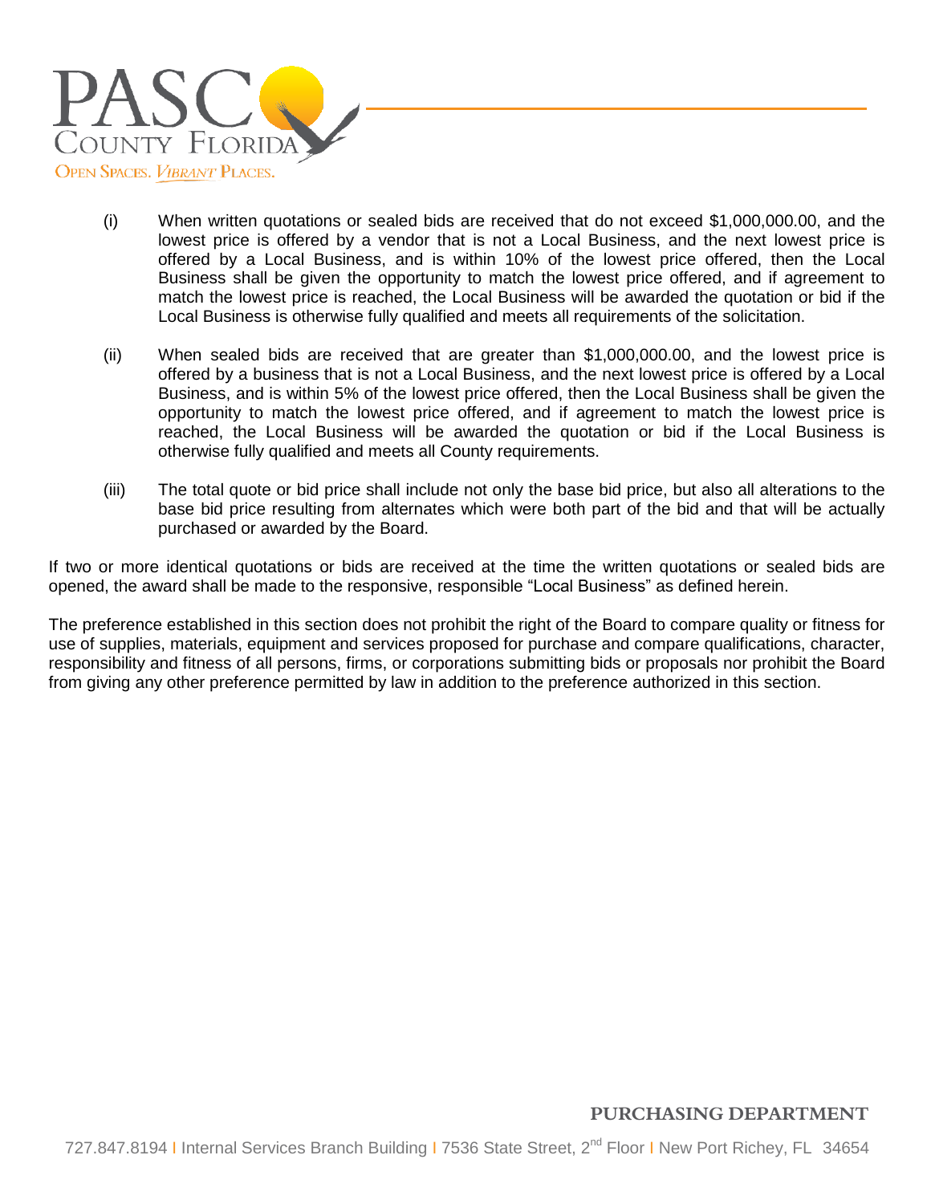(i) When written quotations or sealed bids are received that do not exceed $1,000,000.00, and the lowest price is offered by a vendor that is not a Local Business, and the next lowest price is offered by a Local Business, and is within 10% of the lowest price offered, then the Local Business shall be given the opportunity to match the lowest price offered, and if agreement to match the lowest price is reached, the Local Business will be awarded the quotation or bid if the Local Business is otherwise fully qualified and meets all requirements of the solicitation.

(ii) When sealed bids are received that are greater than $1,000,000.00, and the lowest price is offered by a business that is not a Local Business, and the next lowest price is offered by a Local Business, and is within 5% of the lowest price offered, then the Local Business shall be given the opportunity to match the lowest price offered, and if agreement to match the lowest price is reached, the Local Business will be awarded the quotation or bid if the Local Business is otherwise fully qualified and meets all County requirements.

(iii) The total quote or bid price shall include not only the base bid price, but also all alterations to the base bid price resulting from alternates which were both part of the bid and that will be actually purchased or awarded by the Board.

If two or more identical quotations or bids are received at the time the written quotations or sealed bids are opened, the award shall be made to the responsive, responsible "Local Business" as defined herein.

The preference established in this section does not prohibit the right of the Board to compare quality or fitness for use of supplies, materials, equipment and services proposed for purchase and compare qualifications, character, responsibility and fitness of all persons, firms, or corporations submitting bids or proposals nor prohibit the Board from giving any other preference permitted by law in addition to the preference authorized in this section.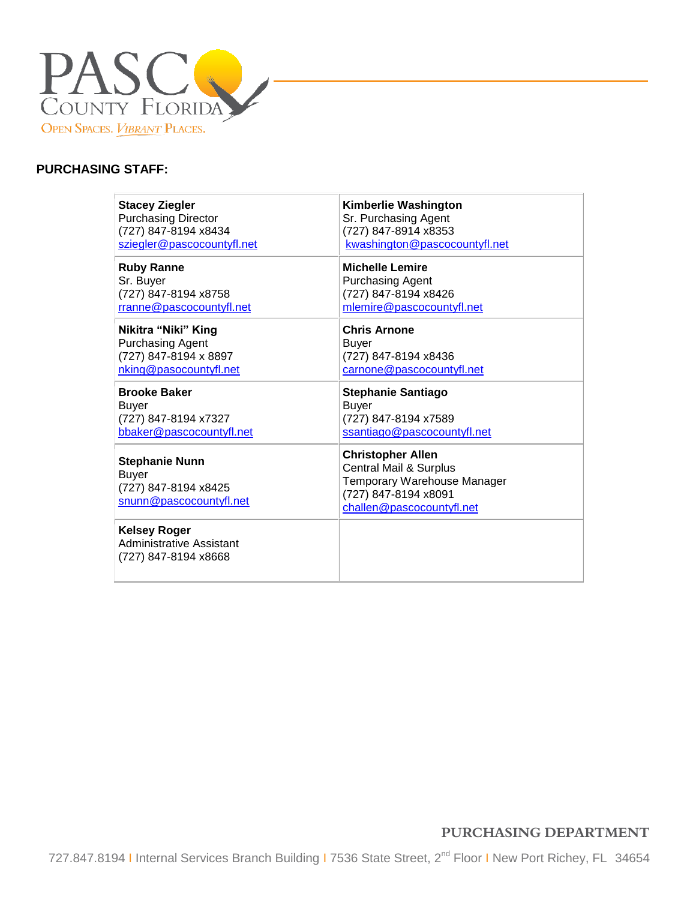PASCO COUNTY FLORIDA
OPEN SPACES. VIBRANT PLACES.

**PURCHASING STAFF:**

| | |
|---|---|
| **Stacey Ziegler**<br>Purchasing Director<br>(727) 847-8194 x8434<br>sziegler@pascocountyfl.net | **Kimberlie Washington**<br>Sr. Purchasing Agent<br>(727) 847-8914 x8353<br>kwashington@pascocountyfl.net |
| **Ruby Ranne**<br>Sr. Buyer<br>(727) 847-8194 x8758<br>rranne@pascocountyfl.net | **Michelle Lemire**<br>Purchasing Agent<br>(727) 847-8194 x8426<br>mlemire@pascocountyfl.net |
| **Nikitra "Niki" King**<br>Purchasing Agent<br>(727) 847-8194 x 8897<br>nking@pasocountyfl.net | **Chris Arnone**<br>Buyer<br>(727) 847-8194 x8436<br>carnone@pascocountyfl.net |
| **Brooke Baker**<br>Buyer<br>(727) 847-8194 x7327<br>bbaker@pascocountyfl.net | **Stephanie Santiago**<br>Buyer<br>(727) 847-8194 x7589<br>ssantiago@pascocountyfl.net |
| **Stephanie Nunn**<br>Buyer<br>(727) 847-8194 x8425<br>snunn@pascocountyfl.net | **Christopher Allen**<br>Central Mail & Surplus<br>Temporary Warehouse Manager<br>(727) 847-8194 x8091<br>challen@pascocountyfl.net |
| **Kelsey Roger**<br>Administrative Assistant<br>(727) 847-8194 x8668 | |

**PURCHASING DEPARTMENT**

727.847.8194 | Internal Services Branch Building | 7536 State Street, 2nd Floor | New Port Richey, FL 34654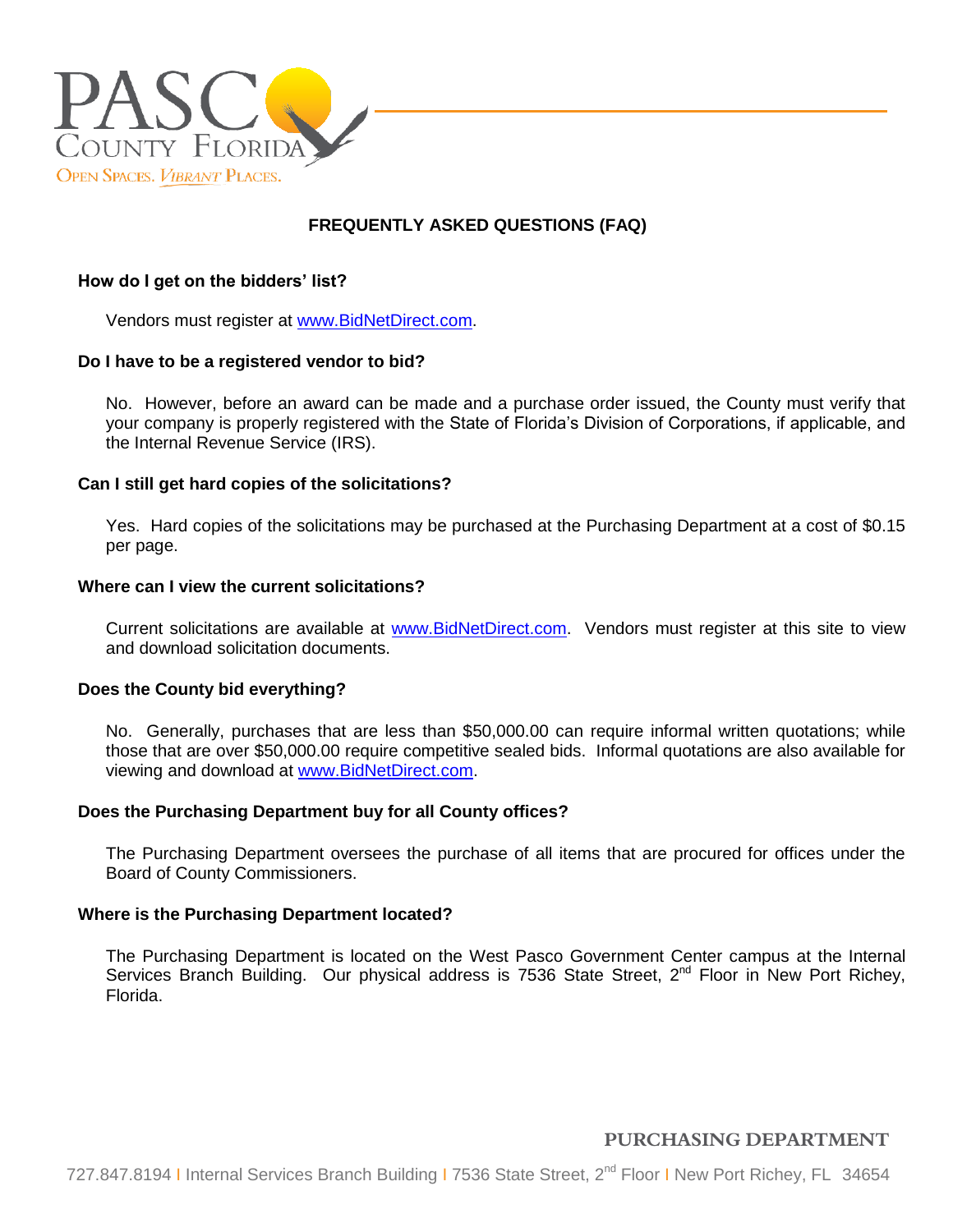# FREQUENTLY ASKED QUESTIONS (FAQ)

**How do I get on the bidders' list?**

Vendors must register at www.BidNetDirect.com.

**Do I have to be a registered vendor to bid?**

No. However, before an award can be made and a purchase order issued, the County must verify that your company is properly registered with the State of Florida's Division of Corporations, if applicable, and the Internal Revenue Service (IRS).

**Can I still get hard copies of the solicitations?**

Yes. Hard copies of the solicitations may be purchased at the Purchasing Department at a cost of $0.15 per page.

**Where can I view the current solicitations?**

Current solicitations are available at www.BidNetDirect.com. Vendors must register at this site to view and download solicitation documents.

**Does the County bid everything?**

No. Generally, purchases that are less than $50,000.00 can require informal written quotations; while those that are over $50,000.00 require competitive sealed bids. Informal quotations are also available for viewing and download at www.BidNetDirect.com.

**Does the Purchasing Department buy for all County offices?**

The Purchasing Department oversees the purchase of all items that are procured for offices under the Board of County Commissioners.

**Where is the Purchasing Department located?**

The Purchasing Department is located on the West Pasco Government Center campus at the Internal Services Branch Building. Our physical address is 7536 State Street, 2nd Floor in New Port Richey, Florida.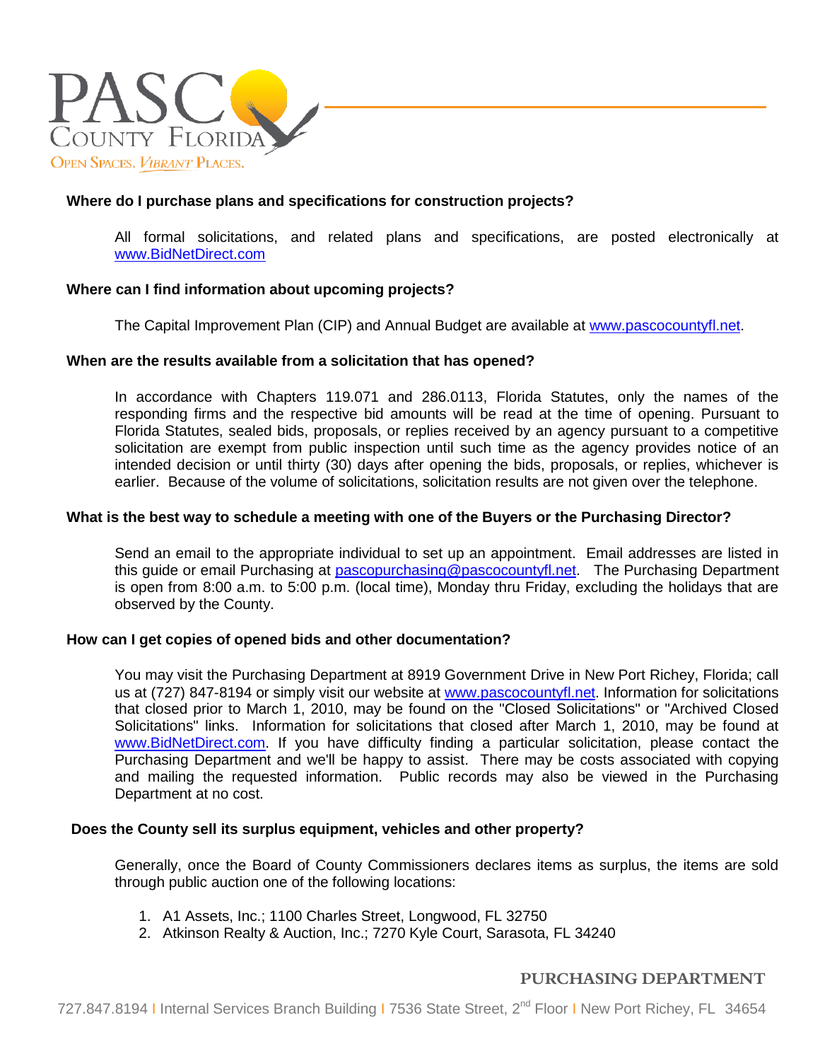**Where do I purchase plans and specifications for construction projects?**

All formal solicitations, and related plans and specifications, are posted electronically at www.BidNetDirect.com

**Where can I find information about upcoming projects?**

The Capital Improvement Plan (CIP) and Annual Budget are available at www.pascocountyfl.net.

**When are the results available from a solicitation that has opened?**

In accordance with Chapters 119.071 and 286.0113, Florida Statutes, only the names of the responding firms and the respective bid amounts will be read at the time of opening. Pursuant to Florida Statutes, sealed bids, proposals, or replies received by an agency pursuant to a competitive solicitation are exempt from public inspection until such time as the agency provides notice of an intended decision or until thirty (30) days after opening the bids, proposals, or replies, whichever is earlier. Because of the volume of solicitations, solicitation results are not given over the telephone.

**What is the best way to schedule a meeting with one of the Buyers or the Purchasing Director?**

Send an email to the appropriate individual to set up an appointment. Email addresses are listed in this guide or email Purchasing at pascopurchasing@pascocountyfl.net. The Purchasing Department is open from 8:00 a.m. to 5:00 p.m. (local time), Monday thru Friday, excluding the holidays that are observed by the County.

**How can I get copies of opened bids and other documentation?**

You may visit the Purchasing Department at 8919 Government Drive in New Port Richey, Florida; call us at (727) 847-8194 or simply visit our website at www.pascocountyfl.net. Information for solicitations that closed prior to March 1, 2010, may be found on the "Closed Solicitations" or "Archived Closed Solicitations" links. Information for solicitations that closed after March 1, 2010, may be found at www.BidNetDirect.com. If you have difficulty finding a particular solicitation, please contact the Purchasing Department and we'll be happy to assist. There may be costs associated with copying and mailing the requested information. Public records may also be viewed in the Purchasing Department at no cost.

**Does the County sell its surplus equipment, vehicles and other property?**

Generally, once the Board of County Commissioners declares items as surplus, the items are sold through public auction one of the following locations:

1. A1 Assets, Inc.; 1100 Charles Street, Longwood, FL 32750
2. Atkinson Realty & Auction, Inc.; 7270 Kyle Court, Sarasota, FL 34240